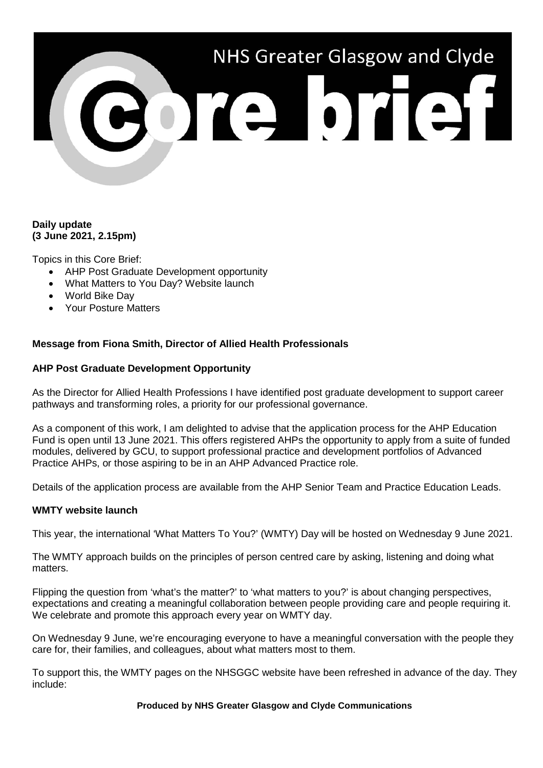# NHS Greater Glasgow and Clyde Core brief

**Daily update**
**(3 June 2021, 2.15pm)**

Topics in this Core Brief:

- AHP Post Graduate Development opportunity
- What Matters to You Day? Website launch
- World Bike Day
- Your Posture Matters

**Message from Fiona Smith, Director of Allied Health Professionals**

**AHP Post Graduate Development Opportunity**

As the Director for Allied Health Professions I have identified post graduate development to support career pathways and transforming roles, a priority for our professional governance.

As a component of this work, I am delighted to advise that the application process for the AHP Education Fund is open until 13 June 2021. This offers registered AHPs the opportunity to apply from a suite of funded modules, delivered by GCU, to support professional practice and development portfolios of Advanced Practice AHPs, or those aspiring to be in an AHP Advanced Practice role.

Details of the application process are available from the AHP Senior Team and Practice Education Leads.

**WMTY website launch**

This year, the international 'What Matters To You?' (WMTY) Day will be hosted on Wednesday 9 June 2021.

The WMTY approach builds on the principles of person centred care by asking, listening and doing what matters.

Flipping the question from 'what's the matter?' to 'what matters to you?' is about changing perspectives, expectations and creating a meaningful collaboration between people providing care and people requiring it. We celebrate and promote this approach every year on WMTY day.

On Wednesday 9 June, we're encouraging everyone to have a meaningful conversation with the people they care for, their families, and colleagues, about what matters most to them.

To support this, the WMTY pages on the NHSGGC website have been refreshed in advance of the day. They include:

**Produced by NHS Greater Glasgow and Clyde Communications**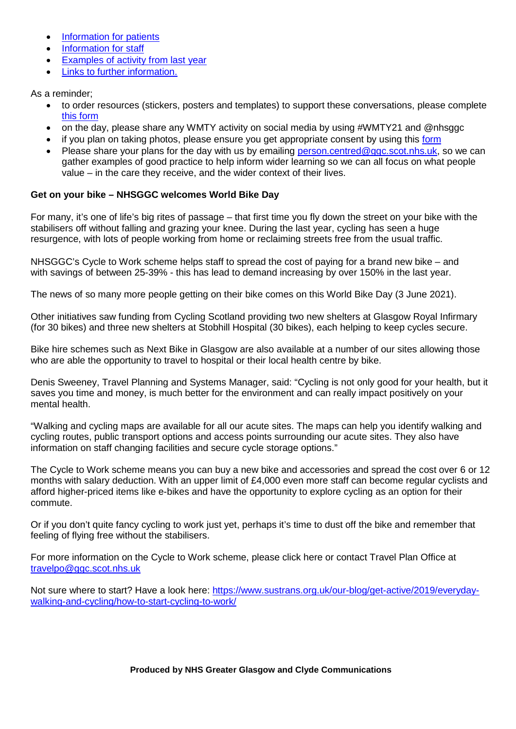- Information for patients
- Information for staff
- Examples of activity from last year
- Links to further information.

As a reminder;

- to order resources (stickers, posters and templates) to support these conversations, please complete this form
- on the day, please share any WMTY activity on social media by using #WMTY21 and @nhsggc
- if you plan on taking photos, please ensure you get appropriate consent by using this form
- Please share your plans for the day with us by emailing person.centred@ggc.scot.nhs.uk, so we can gather examples of good practice to help inform wider learning so we can all focus on what people value – in the care they receive, and the wider context of their lives.

**Get on your bike – NHSGGC welcomes World Bike Day**

For many, it's one of life's big rites of passage – that first time you fly down the street on your bike with the stabilisers off without falling and grazing your knee. During the last year, cycling has seen a huge resurgence, with lots of people working from home or reclaiming streets free from the usual traffic.

NHSGGC's Cycle to Work scheme helps staff to spread the cost of paying for a brand new bike – and with savings of between 25-39% - this has lead to demand increasing by over 150% in the last year.

The news of so many more people getting on their bike comes on this World Bike Day (3 June 2021).

Other initiatives saw funding from Cycling Scotland providing two new shelters at Glasgow Royal Infirmary (for 30 bikes) and three new shelters at Stobhill Hospital (30 bikes), each helping to keep cycles secure.

Bike hire schemes such as Next Bike in Glasgow are also available at a number of our sites allowing those who are able the opportunity to travel to hospital or their local health centre by bike.

Denis Sweeney, Travel Planning and Systems Manager, said: "Cycling is not only good for your health, but it saves you time and money, is much better for the environment and can really impact positively on your mental health.

"Walking and cycling maps are available for all our acute sites. The maps can help you identify walking and cycling routes, public transport options and access points surrounding our acute sites. They also have information on staff changing facilities and secure cycle storage options."

The Cycle to Work scheme means you can buy a new bike and accessories and spread the cost over 6 or 12 months with salary deduction. With an upper limit of £4,000 even more staff can become regular cyclists and afford higher-priced items like e-bikes and have the opportunity to explore cycling as an option for their commute.

Or if you don't quite fancy cycling to work just yet, perhaps it's time to dust off the bike and remember that feeling of flying free without the stabilisers.

For more information on the Cycle to Work scheme, please click here or contact Travel Plan Office at travelpo@ggc.scot.nhs.uk

Not sure where to start? Have a look here: https://www.sustrans.org.uk/our-blog/get-active/2019/everyday-walking-and-cycling/how-to-start-cycling-to-work/

**Produced by NHS Greater Glasgow and Clyde Communications**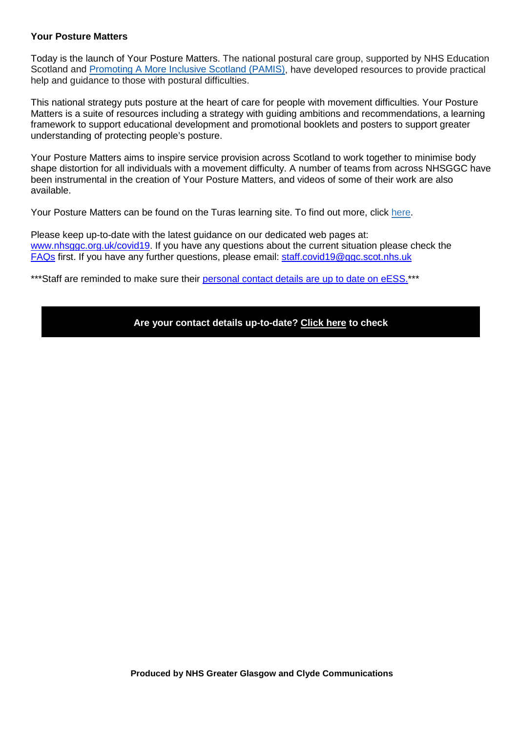**Your Posture Matters**

Today is the launch of Your Posture Matters. The national postural care group, supported by NHS Education Scotland and Promoting A More Inclusive Scotland (PAMIS), have developed resources to provide practical help and guidance to those with postural difficulties.

This national strategy puts posture at the heart of care for people with movement difficulties. Your Posture Matters is a suite of resources including a strategy with guiding ambitions and recommendations, a learning framework to support educational development and promotional booklets and posters to support greater understanding of protecting people's posture.

Your Posture Matters aims to inspire service provision across Scotland to work together to minimise body shape distortion for all individuals with a movement difficulty. A number of teams from across NHSGGC have been instrumental in the creation of Your Posture Matters, and videos of some of their work are also available.

Your Posture Matters can be found on the Turas learning site. To find out more, click here.

Please keep up-to-date with the latest guidance on our dedicated web pages at: www.nhsggc.org.uk/covid19. If you have any questions about the current situation please check the FAQs first. If you have any further questions, please email: staff.covid19@ggc.scot.nhs.uk

***Staff are reminded to make sure their personal contact details are up to date on eESS.***

**Are your contact details up-to-date? Click here to check**

**Produced by NHS Greater Glasgow and Clyde Communications**